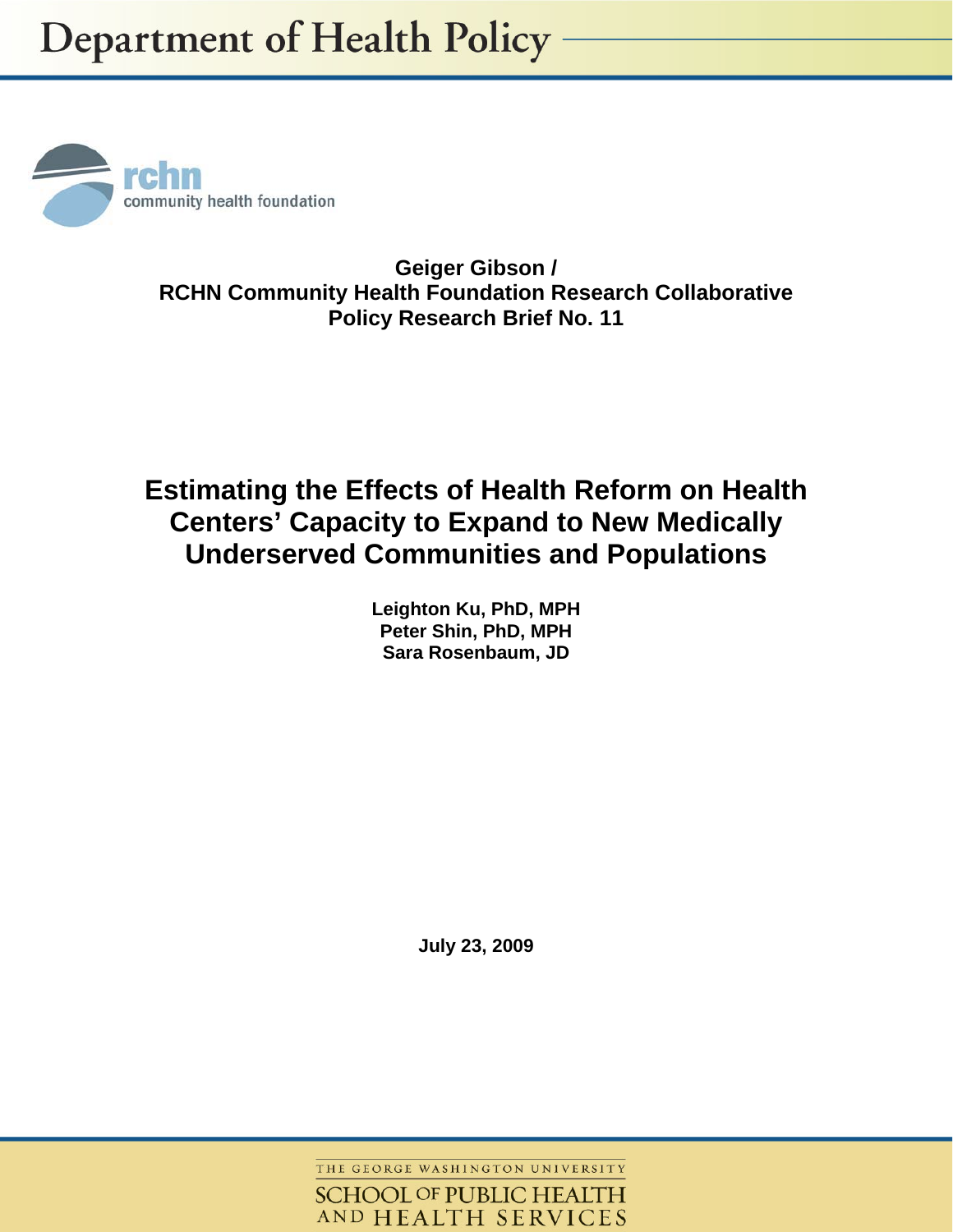Department of Health Policy

rchn community health foundation

**Geiger Gibson /**
**RCHN Community Health Foundation Research Collaborative**
**Policy Research Brief No. 11**

# Estimating the Effects of Health Reform on Health Centers' Capacity to Expand to New Medically Underserved Communities and Populations

**Leighton Ku, PhD, MPH**
**Peter Shin, PhD, MPH**
**Sara Rosenbaum, JD**

**July 23, 2009**

THE GEORGE WASHINGTON UNIVERSITY
SCHOOL OF PUBLIC HEALTH AND HEALTH SERVICES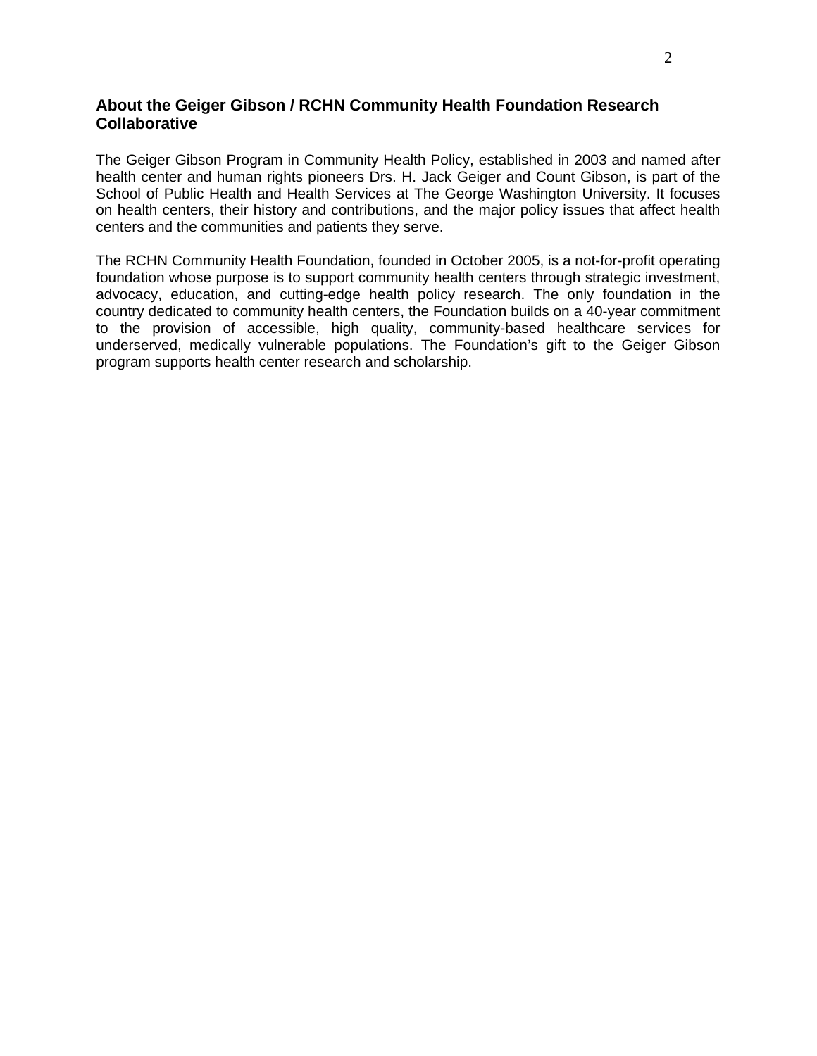## About the Geiger Gibson / RCHN Community Health Foundation Research Collaborative

The Geiger Gibson Program in Community Health Policy, established in 2003 and named after health center and human rights pioneers Drs. H. Jack Geiger and Count Gibson, is part of the School of Public Health and Health Services at The George Washington University. It focuses on health centers, their history and contributions, and the major policy issues that affect health centers and the communities and patients they serve.

The RCHN Community Health Foundation, founded in October 2005, is a not-for-profit operating foundation whose purpose is to support community health centers through strategic investment, advocacy, education, and cutting-edge health policy research. The only foundation in the country dedicated to community health centers, the Foundation builds on a 40-year commitment to the provision of accessible, high quality, community-based healthcare services for underserved, medically vulnerable populations. The Foundation's gift to the Geiger Gibson program supports health center research and scholarship.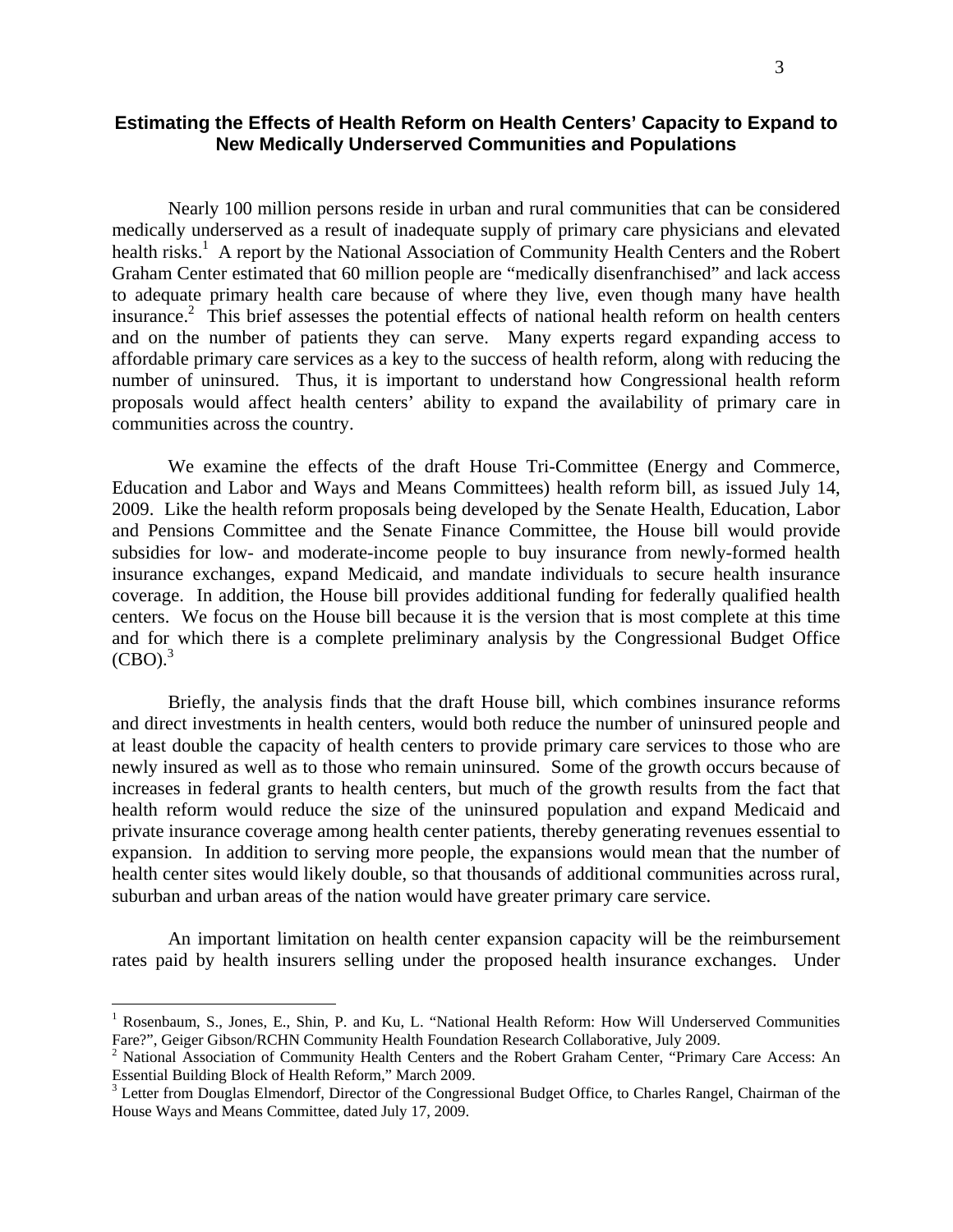## Estimating the Effects of Health Reform on Health Centers' Capacity to Expand to New Medically Underserved Communities and Populations

Nearly 100 million persons reside in urban and rural communities that can be considered medically underserved as a result of inadequate supply of primary care physicians and elevated health risks.[1] A report by the National Association of Community Health Centers and the Robert Graham Center estimated that 60 million people are "medically disenfranchised" and lack access to adequate primary health care because of where they live, even though many have health insurance.[2] This brief assesses the potential effects of national health reform on health centers and on the number of patients they can serve. Many experts regard expanding access to affordable primary care services as a key to the success of health reform, along with reducing the number of uninsured. Thus, it is important to understand how Congressional health reform proposals would affect health centers' ability to expand the availability of primary care in communities across the country.

We examine the effects of the draft House Tri-Committee (Energy and Commerce, Education and Labor and Ways and Means Committees) health reform bill, as issued July 14, 2009. Like the health reform proposals being developed by the Senate Health, Education, Labor and Pensions Committee and the Senate Finance Committee, the House bill would provide subsidies for low- and moderate-income people to buy insurance from newly-formed health insurance exchanges, expand Medicaid, and mandate individuals to secure health insurance coverage. In addition, the House bill provides additional funding for federally qualified health centers. We focus on the House bill because it is the version that is most complete at this time and for which there is a complete preliminary analysis by the Congressional Budget Office (CBO).[3]

Briefly, the analysis finds that the draft House bill, which combines insurance reforms and direct investments in health centers, would both reduce the number of uninsured people and at least double the capacity of health centers to provide primary care services to those who are newly insured as well as to those who remain uninsured. Some of the growth occurs because of increases in federal grants to health centers, but much of the growth results from the fact that health reform would reduce the size of the uninsured population and expand Medicaid and private insurance coverage among health center patients, thereby generating revenues essential to expansion. In addition to serving more people, the expansions would mean that the number of health center sites would likely double, so that thousands of additional communities across rural, suburban and urban areas of the nation would have greater primary care service.

An important limitation on health center expansion capacity will be the reimbursement rates paid by health insurers selling under the proposed health insurance exchanges. Under

---

[1] Rosenbaum, S., Jones, E., Shin, P. and Ku, L. "National Health Reform: How Will Underserved Communities Fare?", Geiger Gibson/RCHN Community Health Foundation Research Collaborative, July 2009.

[2] National Association of Community Health Centers and the Robert Graham Center, "Primary Care Access: An Essential Building Block of Health Reform," March 2009.

[3] Letter from Douglas Elmendorf, Director of the Congressional Budget Office, to Charles Rangel, Chairman of the House Ways and Means Committee, dated July 17, 2009.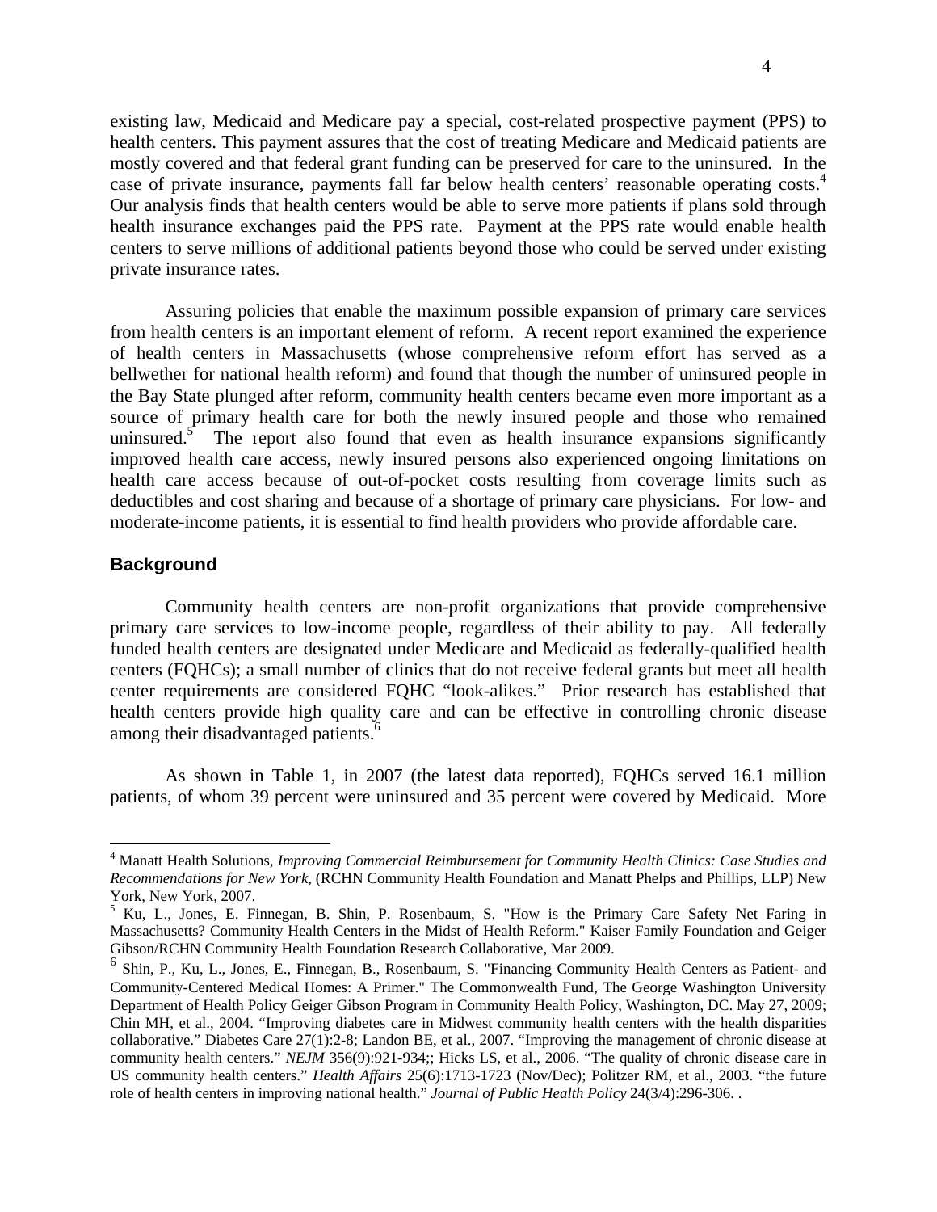existing law, Medicaid and Medicare pay a special, cost-related prospective payment (PPS) to health centers. This payment assures that the cost of treating Medicare and Medicaid patients are mostly covered and that federal grant funding can be preserved for care to the uninsured. In the case of private insurance, payments fall far below health centers' reasonable operating costs.[4] Our analysis finds that health centers would be able to serve more patients if plans sold through health insurance exchanges paid the PPS rate. Payment at the PPS rate would enable health centers to serve millions of additional patients beyond those who could be served under existing private insurance rates.

Assuring policies that enable the maximum possible expansion of primary care services from health centers is an important element of reform. A recent report examined the experience of health centers in Massachusetts (whose comprehensive reform effort has served as a bellwether for national health reform) and found that though the number of uninsured people in the Bay State plunged after reform, community health centers became even more important as a source of primary health care for both the newly insured people and those who remained uninsured.[5] The report also found that even as health insurance expansions significantly improved health care access, newly insured persons also experienced ongoing limitations on health care access because of out-of-pocket costs resulting from coverage limits such as deductibles and cost sharing and because of a shortage of primary care physicians. For low- and moderate-income patients, it is essential to find health providers who provide affordable care.

## Background

Community health centers are non-profit organizations that provide comprehensive primary care services to low-income people, regardless of their ability to pay. All federally funded health centers are designated under Medicare and Medicaid as federally-qualified health centers (FQHCs); a small number of clinics that do not receive federal grants but meet all health center requirements are considered FQHC "look-alikes." Prior research has established that health centers provide high quality care and can be effective in controlling chronic disease among their disadvantaged patients.[6]

As shown in Table 1, in 2007 (the latest data reported), FQHCs served 16.1 million patients, of whom 39 percent were uninsured and 35 percent were covered by Medicaid. More

---

[4] Manatt Health Solutions, *Improving Commercial Reimbursement for Community Health Clinics: Case Studies and Recommendations for New York,* (RCHN Community Health Foundation and Manatt Phelps and Phillips, LLP) New York, New York, 2007.

[5] Ku, L., Jones, E. Finnegan, B. Shin, P. Rosenbaum, S. "How is the Primary Care Safety Net Faring in Massachusetts? Community Health Centers in the Midst of Health Reform." Kaiser Family Foundation and Geiger Gibson/RCHN Community Health Foundation Research Collaborative, Mar 2009.

[6] Shin, P., Ku, L., Jones, E., Finnegan, B., Rosenbaum, S. "Financing Community Health Centers as Patient- and Community-Centered Medical Homes: A Primer." The Commonwealth Fund, The George Washington University Department of Health Policy Geiger Gibson Program in Community Health Policy, Washington, DC. May 27, 2009; Chin MH, et al., 2004. "Improving diabetes care in Midwest community health centers with the health disparities collaborative." Diabetes Care 27(1):2-8; Landon BE, et al., 2007. "Improving the management of chronic disease at community health centers." *NEJM* 356(9):921-934;; Hicks LS, et al., 2006. "The quality of chronic disease care in US community health centers." *Health Affairs* 25(6):1713-1723 (Nov/Dec); Politzer RM, et al., 2003. "the future role of health centers in improving national health." *Journal of Public Health Policy* 24(3/4):296-306. .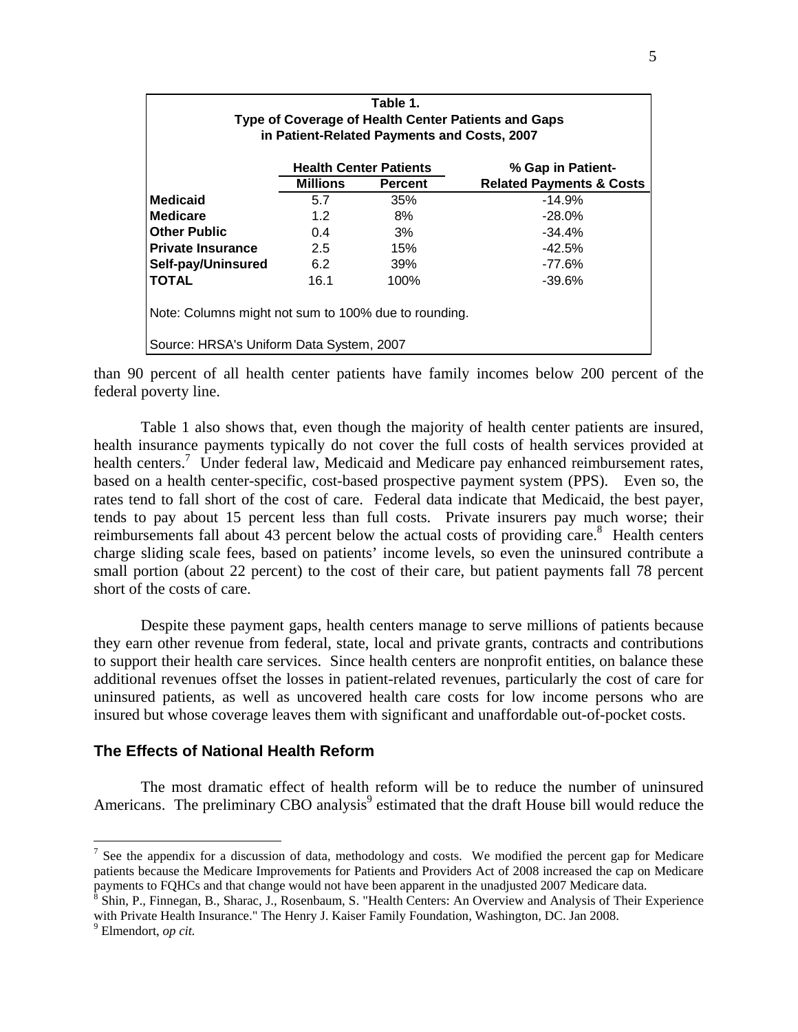**Table 1.**
**Type of Coverage of Health Center Patients and Gaps in Patient-Related Payments and Costs, 2007**

| | Health Center Patients | | % Gap in Patient- |
|---|---|---|---|
| | **Millions** | **Percent** | **Related Payments & Costs** |
| **Medicaid** | 5.7 | 35% | -14.9% |
| **Medicare** | 1.2 | 8% | -28.0% |
| **Other Public** | 0.4 | 3% | -34.4% |
| **Private Insurance** | 2.5 | 15% | -42.5% |
| **Self-pay/Uninsured** | 6.2 | 39% | -77.6% |
| **TOTAL** | 16.1 | 100% | -39.6% |

Note: Columns might not sum to 100% due to rounding.

Source: HRSA's Uniform Data System, 2007

than 90 percent of all health center patients have family incomes below 200 percent of the federal poverty line.

Table 1 also shows that, even though the majority of health center patients are insured, health insurance payments typically do not cover the full costs of health services provided at health centers.[7] Under federal law, Medicaid and Medicare pay enhanced reimbursement rates, based on a health center-specific, cost-based prospective payment system (PPS). Even so, the rates tend to fall short of the cost of care. Federal data indicate that Medicaid, the best payer, tends to pay about 15 percent less than full costs. Private insurers pay much worse; their reimbursements fall about 43 percent below the actual costs of providing care.[8] Health centers charge sliding scale fees, based on patients' income levels, so even the uninsured contribute a small portion (about 22 percent) to the cost of their care, but patient payments fall 78 percent short of the costs of care.

Despite these payment gaps, health centers manage to serve millions of patients because they earn other revenue from federal, state, local and private grants, contracts and contributions to support their health care services. Since health centers are nonprofit entities, on balance these additional revenues offset the losses in patient-related revenues, particularly the cost of care for uninsured patients, as well as uncovered health care costs for low income persons who are insured but whose coverage leaves them with significant and unaffordable out-of-pocket costs.

## The Effects of National Health Reform

The most dramatic effect of health reform will be to reduce the number of uninsured Americans. The preliminary CBO analysis[9] estimated that the draft House bill would reduce the

[7] See the appendix for a discussion of data, methodology and costs. We modified the percent gap for Medicare patients because the Medicare Improvements for Patients and Providers Act of 2008 increased the cap on Medicare payments to FQHCs and that change would not have been apparent in the unadjusted 2007 Medicare data.

[8] Shin, P., Finnegan, B., Sharac, J., Rosenbaum, S. "Health Centers: An Overview and Analysis of Their Experience with Private Health Insurance." The Henry J. Kaiser Family Foundation, Washington, DC. Jan 2008.

[9] Elmendort, *op cit.*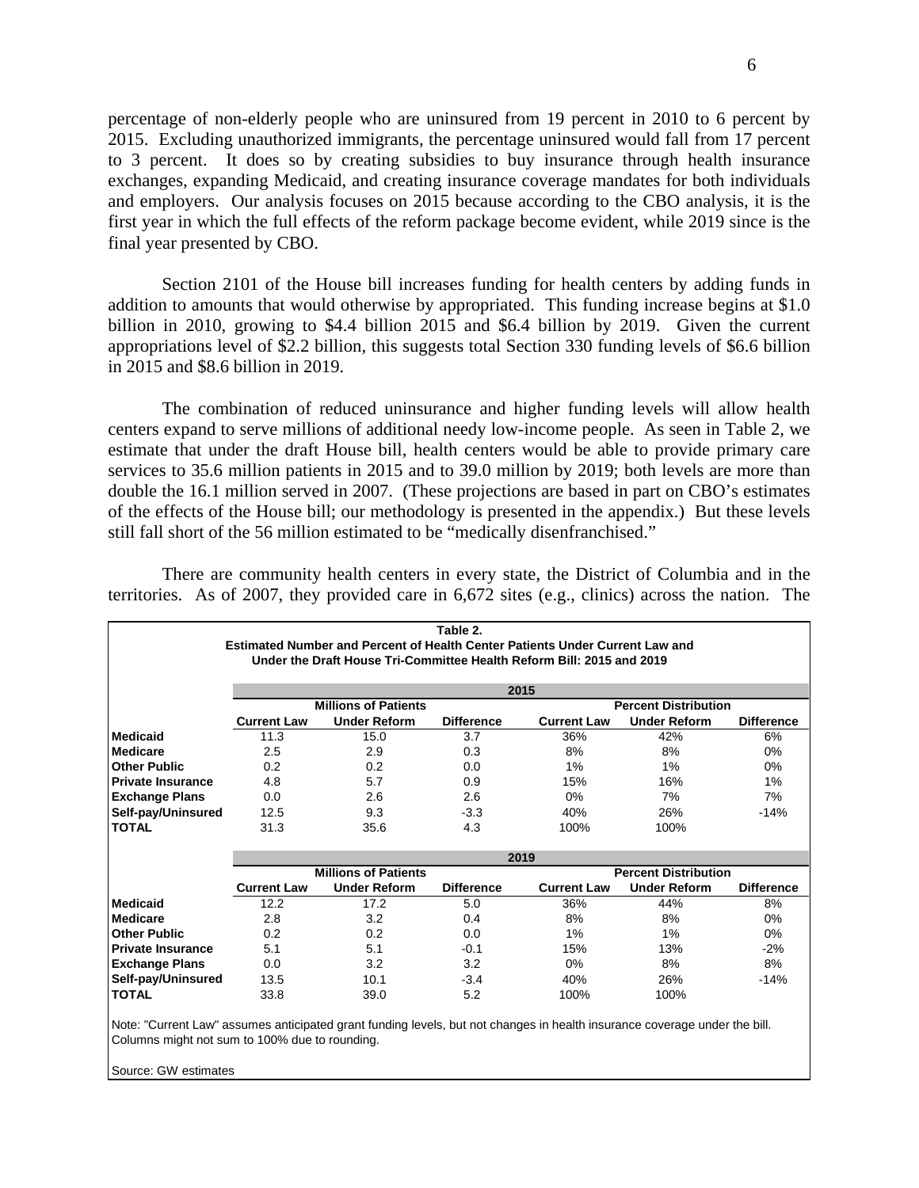percentage of non-elderly people who are uninsured from 19 percent in 2010 to 6 percent by 2015. Excluding unauthorized immigrants, the percentage uninsured would fall from 17 percent to 3 percent. It does so by creating subsidies to buy insurance through health insurance exchanges, expanding Medicaid, and creating insurance coverage mandates for both individuals and employers. Our analysis focuses on 2015 because according to the CBO analysis, it is the first year in which the full effects of the reform package become evident, while 2019 since is the final year presented by CBO.

Section 2101 of the House bill increases funding for health centers by adding funds in addition to amounts that would otherwise by appropriated. This funding increase begins at $1.0 billion in 2010, growing to $4.4 billion 2015 and $6.4 billion by 2019. Given the current appropriations level of $2.2 billion, this suggests total Section 330 funding levels of $6.6 billion in 2015 and $8.6 billion in 2019.

The combination of reduced uninsurance and higher funding levels will allow health centers expand to serve millions of additional needy low-income people. As seen in Table 2, we estimate that under the draft House bill, health centers would be able to provide primary care services to 35.6 million patients in 2015 and to 39.0 million by 2019; both levels are more than double the 16.1 million served in 2007. (These projections are based in part on CBO's estimates of the effects of the House bill; our methodology is presented in the appendix.) But these levels still fall short of the 56 million estimated to be "medically disenfranchised."

There are community health centers in every state, the District of Columbia and in the territories. As of 2007, they provided care in 6,672 sites (e.g., clinics) across the nation. The

**Table 2.**
**Estimated Number and Percent of Health Center Patients Under Current Law and Under the Draft House Tri-Committee Health Reform Bill: 2015 and 2019**

| | 2015 | | | | | |
|---|---|---|---|---|---|---|
| | Millions of Patients | | | Percent Distribution | | |
| | Current Law | Under Reform | Difference | Current Law | Under Reform | Difference |
| **Medicaid** | 11.3 | 15.0 | 3.7 | 36% | 42% | 6% |
| **Medicare** | 2.5 | 2.9 | 0.3 | 8% | 8% | 0% |
| **Other Public** | 0.2 | 0.2 | 0.0 | 1% | 1% | 0% |
| **Private Insurance** | 4.8 | 5.7 | 0.9 | 15% | 16% | 1% |
| **Exchange Plans** | 0.0 | 2.6 | 2.6 | 0% | 7% | 7% |
| **Self-pay/Uninsured** | 12.5 | 9.3 | -3.3 | 40% | 26% | -14% |
| **TOTAL** | 31.3 | 35.6 | 4.3 | 100% | 100% | |

| | 2019 | | | | | |
|---|---|---|---|---|---|---|
| | Millions of Patients | | | Percent Distribution | | |
| | Current Law | Under Reform | Difference | Current Law | Under Reform | Difference |
| **Medicaid** | 12.2 | 17.2 | 5.0 | 36% | 44% | 8% |
| **Medicare** | 2.8 | 3.2 | 0.4 | 8% | 8% | 0% |
| **Other Public** | 0.2 | 0.2 | 0.0 | 1% | 1% | 0% |
| **Private Insurance** | 5.1 | 5.1 | -0.1 | 15% | 13% | -2% |
| **Exchange Plans** | 0.0 | 3.2 | 3.2 | 0% | 8% | 8% |
| **Self-pay/Uninsured** | 13.5 | 10.1 | -3.4 | 40% | 26% | -14% |
| **TOTAL** | 33.8 | 39.0 | 5.2 | 100% | 100% | |

Note: "Current Law" assumes anticipated grant funding levels, but not changes in health insurance coverage under the bill. Columns might not sum to 100% due to rounding.

Source: GW estimates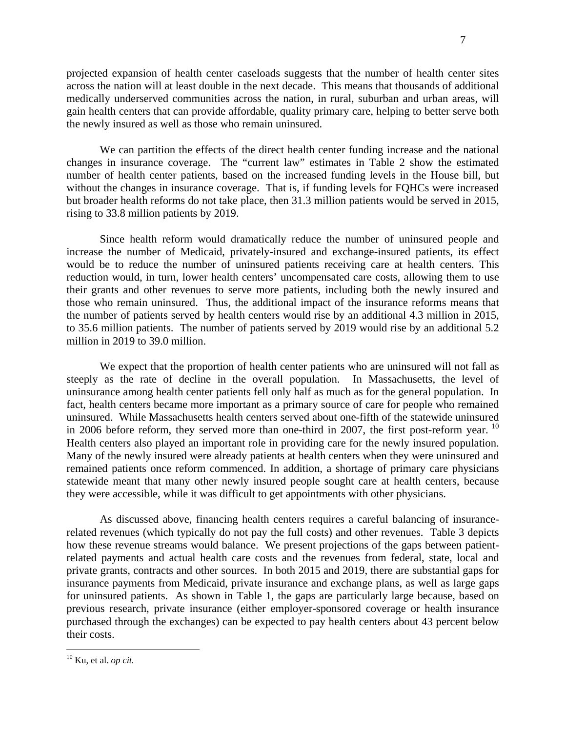projected expansion of health center caseloads suggests that the number of health center sites across the nation will at least double in the next decade. This means that thousands of additional medically underserved communities across the nation, in rural, suburban and urban areas, will gain health centers that can provide affordable, quality primary care, helping to better serve both the newly insured as well as those who remain uninsured.

We can partition the effects of the direct health center funding increase and the national changes in insurance coverage. The "current law" estimates in Table 2 show the estimated number of health center patients, based on the increased funding levels in the House bill, but without the changes in insurance coverage. That is, if funding levels for FQHCs were increased but broader health reforms do not take place, then 31.3 million patients would be served in 2015, rising to 33.8 million patients by 2019.

Since health reform would dramatically reduce the number of uninsured people and increase the number of Medicaid, privately-insured and exchange-insured patients, its effect would be to reduce the number of uninsured patients receiving care at health centers. This reduction would, in turn, lower health centers' uncompensated care costs, allowing them to use their grants and other revenues to serve more patients, including both the newly insured and those who remain uninsured. Thus, the additional impact of the insurance reforms means that the number of patients served by health centers would rise by an additional 4.3 million in 2015, to 35.6 million patients. The number of patients served by 2019 would rise by an additional 5.2 million in 2019 to 39.0 million.

We expect that the proportion of health center patients who are uninsured will not fall as steeply as the rate of decline in the overall population. In Massachusetts, the level of uninsurance among health center patients fell only half as much as for the general population. In fact, health centers became more important as a primary source of care for people who remained uninsured. While Massachusetts health centers served about one-fifth of the statewide uninsured in 2006 before reform, they served more than one-third in 2007, the first post-reform year. [10] Health centers also played an important role in providing care for the newly insured population. Many of the newly insured were already patients at health centers when they were uninsured and remained patients once reform commenced. In addition, a shortage of primary care physicians statewide meant that many other newly insured people sought care at health centers, because they were accessible, while it was difficult to get appointments with other physicians.

As discussed above, financing health centers requires a careful balancing of insurance-related revenues (which typically do not pay the full costs) and other revenues. Table 3 depicts how these revenue streams would balance. We present projections of the gaps between patient-related payments and actual health care costs and the revenues from federal, state, local and private grants, contracts and other sources. In both 2015 and 2019, there are substantial gaps for insurance payments from Medicaid, private insurance and exchange plans, as well as large gaps for uninsured patients. As shown in Table 1, the gaps are particularly large because, based on previous research, private insurance (either employer-sponsored coverage or health insurance purchased through the exchanges) can be expected to pay health centers about 43 percent below their costs.

---

[10] Ku, et al. *op cit.*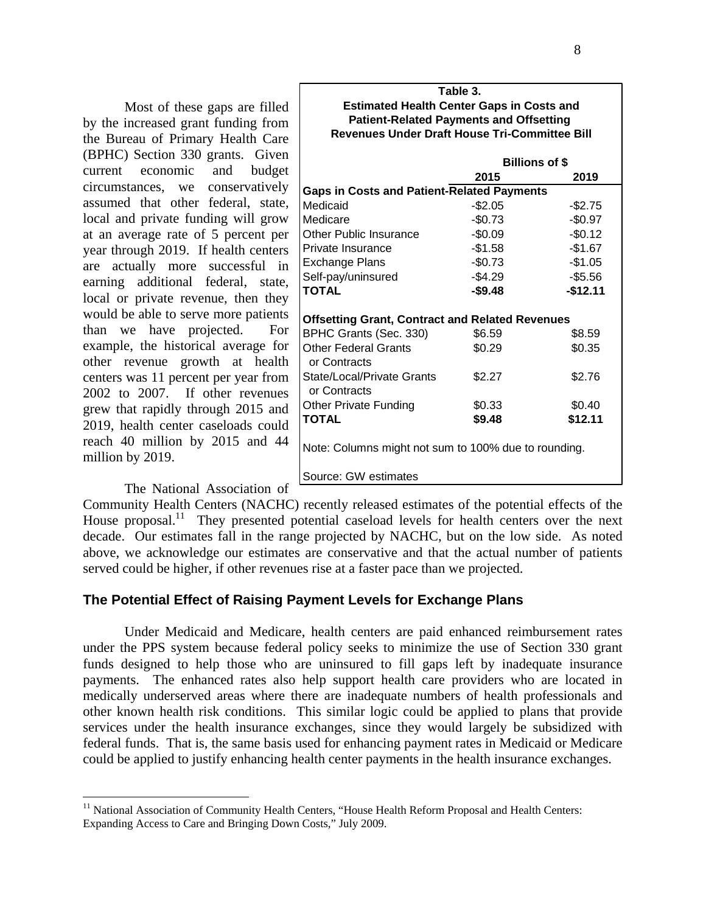Most of these gaps are filled by the increased grant funding from the Bureau of Primary Health Care (BPHC) Section 330 grants. Given current economic and budget circumstances, we conservatively assumed that other federal, state, local and private funding will grow at an average rate of 5 percent per year through 2019. If health centers are actually more successful in earning additional federal, state, local or private revenue, then they would be able to serve more patients than we have projected. For example, the historical average for other revenue growth at health centers was 11 percent per year from 2002 to 2007. If other revenues grew that rapidly through 2015 and 2019, health center caseloads could reach 40 million by 2015 and 44 million by 2019.

**Table 3.**
**Estimated Health Center Gaps in Costs and Patient-Related Payments and Offsetting Revenues Under Draft House Tri-Committee Bill**

| | Billions of $ | |
|---|---|---|
| | **2015** | **2019** |
| **Gaps in Costs and Patient-Related Payments** | | |
| Medicaid | -$2.05 | -$2.75 |
| Medicare | -$0.73 | -$0.97 |
| Other Public Insurance | -$0.09 | -$0.12 |
| Private Insurance | -$1.58 | -$1.67 |
| Exchange Plans | -$0.73 | -$1.05 |
| Self-pay/uninsured | -$4.29 | -$5.56 |
| **TOTAL** | **-$9.48** | **-$12.11** |
| **Offsetting Grant, Contract and Related Revenues** | | |
| BPHC Grants (Sec. 330) | $6.59 | $8.59 |
| Other Federal Grants or Contracts | $0.29 | $0.35 |
| State/Local/Private Grants or Contracts | $2.27 | $2.76 |
| Other Private Funding | $0.33 | $0.40 |
| **TOTAL** | **$9.48** | **$12.11** |

Note: Columns might not sum to 100% due to rounding.

Source: GW estimates

The National Association of Community Health Centers (NACHC) recently released estimates of the potential effects of the House proposal.[11] They presented potential caseload levels for health centers over the next decade. Our estimates fall in the range projected by NACHC, but on the low side. As noted above, we acknowledge our estimates are conservative and that the actual number of patients served could be higher, if other revenues rise at a faster pace than we projected.

## The Potential Effect of Raising Payment Levels for Exchange Plans

Under Medicaid and Medicare, health centers are paid enhanced reimbursement rates under the PPS system because federal policy seeks to minimize the use of Section 330 grant funds designed to help those who are uninsured to fill gaps left by inadequate insurance payments. The enhanced rates also help support health care providers who are located in medically underserved areas where there are inadequate numbers of health professionals and other known health risk conditions. This similar logic could be applied to plans that provide services under the health insurance exchanges, since they would largely be subsidized with federal funds. That is, the same basis used for enhancing payment rates in Medicaid or Medicare could be applied to justify enhancing health center payments in the health insurance exchanges.

---

[11] National Association of Community Health Centers, "House Health Reform Proposal and Health Centers: Expanding Access to Care and Bringing Down Costs," July 2009.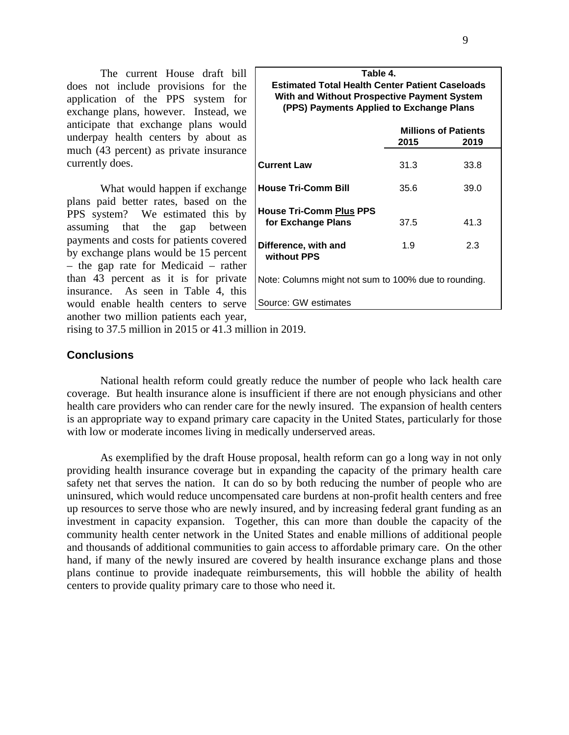The current House draft bill does not include provisions for the application of the PPS system for exchange plans, however. Instead, we anticipate that exchange plans would underpay health centers by about as much (43 percent) as private insurance currently does.

What would happen if exchange plans paid better rates, based on the PPS system? We estimated this by assuming that the gap between payments and costs for patients covered by exchange plans would be 15 percent – the gap rate for Medicaid – rather than 43 percent as it is for private insurance. As seen in Table 4, this would enable health centers to serve another two million patients each year, rising to 37.5 million in 2015 or 41.3 million in 2019.

**Table 4.**
**Estimated Total Health Center Patient Caseloads With and Without Prospective Payment System (PPS) Payments Applied to Exchange Plans**

| | Millions of Patients | |
|---|---|---|
| | **2015** | **2019** |
| **Current Law** | 31.3 | 33.8 |
| **House Tri-Comm Bill** | 35.6 | 39.0 |
| **House Tri-Comm Plus PPS for Exchange Plans** | 37.5 | 41.3 |
| **Difference, with and without PPS** | 1.9 | 2.3 |

Note: Columns might not sum to 100% due to rounding.

Source: GW estimates

## Conclusions

National health reform could greatly reduce the number of people who lack health care coverage. But health insurance alone is insufficient if there are not enough physicians and other health care providers who can render care for the newly insured. The expansion of health centers is an appropriate way to expand primary care capacity in the United States, particularly for those with low or moderate incomes living in medically underserved areas.

As exemplified by the draft House proposal, health reform can go a long way in not only providing health insurance coverage but in expanding the capacity of the primary health care safety net that serves the nation. It can do so by both reducing the number of people who are uninsured, which would reduce uncompensated care burdens at non-profit health centers and free up resources to serve those who are newly insured, and by increasing federal grant funding as an investment in capacity expansion. Together, this can more than double the capacity of the community health center network in the United States and enable millions of additional people and thousands of additional communities to gain access to affordable primary care. On the other hand, if many of the newly insured are covered by health insurance exchange plans and those plans continue to provide inadequate reimbursements, this will hobble the ability of health centers to provide quality primary care to those who need it.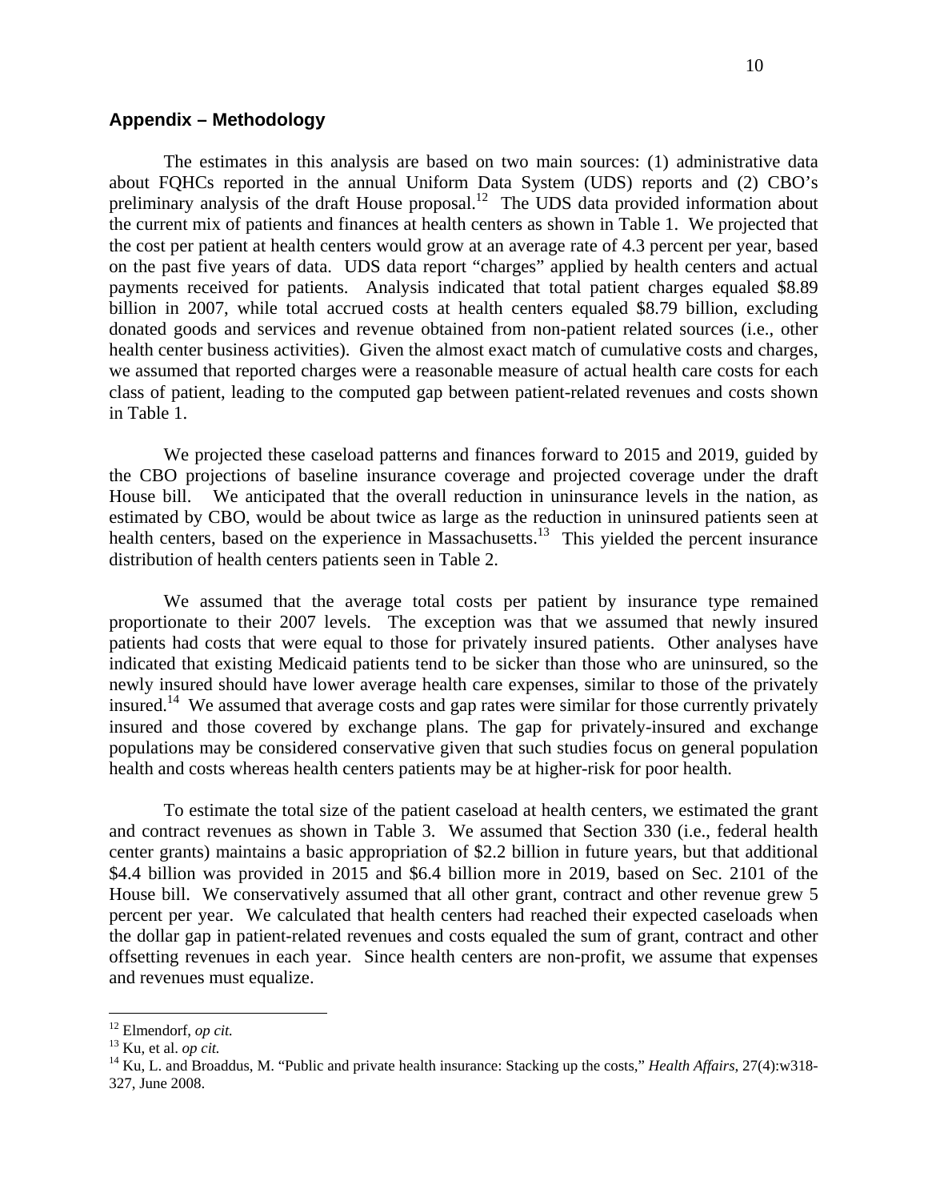## Appendix – Methodology

The estimates in this analysis are based on two main sources: (1) administrative data about FQHCs reported in the annual Uniform Data System (UDS) reports and (2) CBO's preliminary analysis of the draft House proposal.[12] The UDS data provided information about the current mix of patients and finances at health centers as shown in Table 1. We projected that the cost per patient at health centers would grow at an average rate of 4.3 percent per year, based on the past five years of data. UDS data report "charges" applied by health centers and actual payments received for patients. Analysis indicated that total patient charges equaled \$8.89 billion in 2007, while total accrued costs at health centers equaled \$8.79 billion, excluding donated goods and services and revenue obtained from non-patient related sources (i.e., other health center business activities). Given the almost exact match of cumulative costs and charges, we assumed that reported charges were a reasonable measure of actual health care costs for each class of patient, leading to the computed gap between patient-related revenues and costs shown in Table 1.

We projected these caseload patterns and finances forward to 2015 and 2019, guided by the CBO projections of baseline insurance coverage and projected coverage under the draft House bill. We anticipated that the overall reduction in uninsurance levels in the nation, as estimated by CBO, would be about twice as large as the reduction in uninsured patients seen at health centers, based on the experience in Massachusetts.[13] This yielded the percent insurance distribution of health centers patients seen in Table 2.

We assumed that the average total costs per patient by insurance type remained proportionate to their 2007 levels. The exception was that we assumed that newly insured patients had costs that were equal to those for privately insured patients. Other analyses have indicated that existing Medicaid patients tend to be sicker than those who are uninsured, so the newly insured should have lower average health care expenses, similar to those of the privately insured.[14] We assumed that average costs and gap rates were similar for those currently privately insured and those covered by exchange plans. The gap for privately-insured and exchange populations may be considered conservative given that such studies focus on general population health and costs whereas health centers patients may be at higher-risk for poor health.

To estimate the total size of the patient caseload at health centers, we estimated the grant and contract revenues as shown in Table 3. We assumed that Section 330 (i.e., federal health center grants) maintains a basic appropriation of \$2.2 billion in future years, but that additional \$4.4 billion was provided in 2015 and \$6.4 billion more in 2019, based on Sec. 2101 of the House bill. We conservatively assumed that all other grant, contract and other revenue grew 5 percent per year. We calculated that health centers had reached their expected caseloads when the dollar gap in patient-related revenues and costs equaled the sum of grant, contract and other offsetting revenues in each year. Since health centers are non-profit, we assume that expenses and revenues must equalize.

---

[12] Elmendorf, *op cit.*

[13] Ku, et al. *op cit.*

[14] Ku, L. and Broaddus, M. "Public and private health insurance: Stacking up the costs," *Health Affairs*, 27(4):w318-327, June 2008.